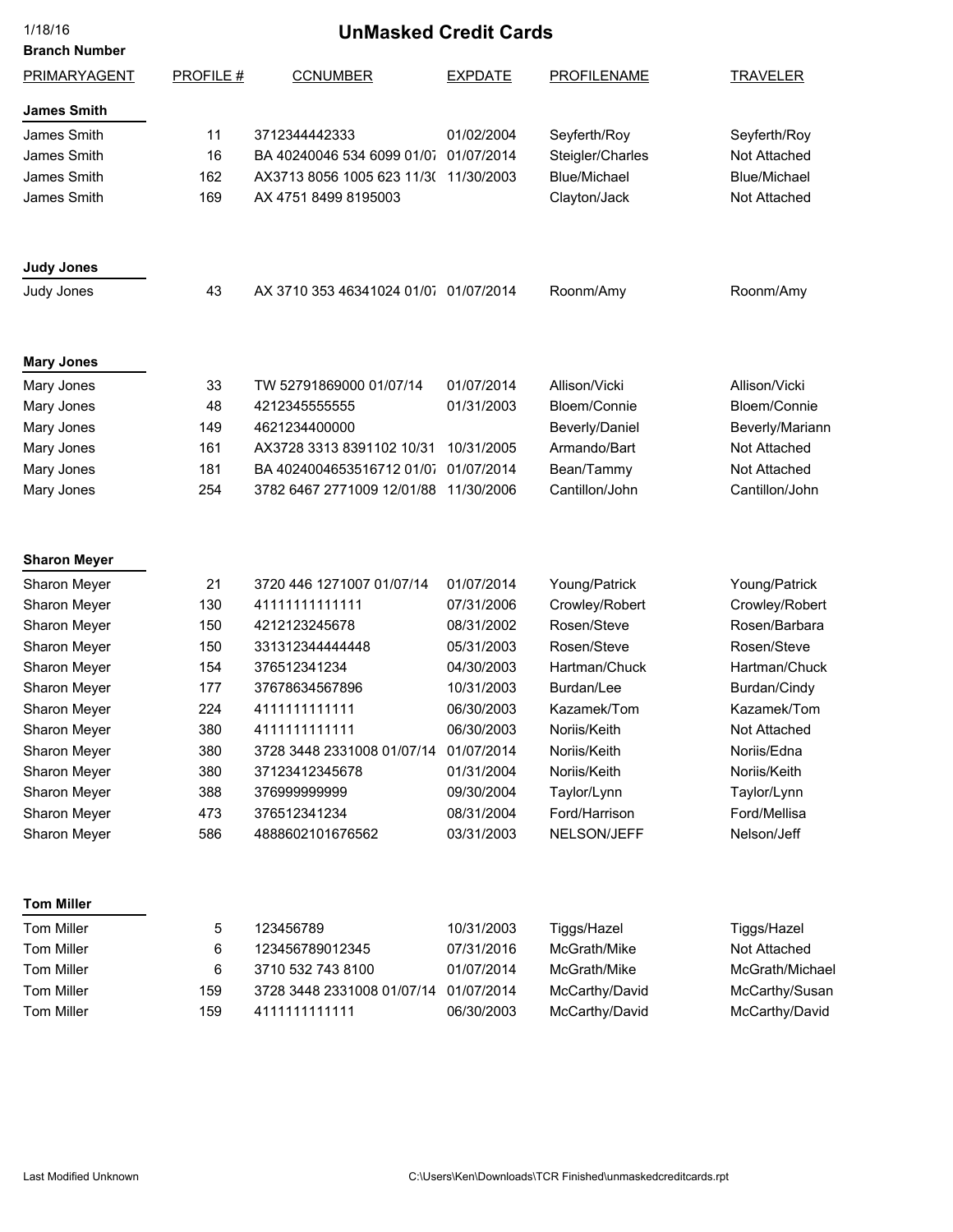1/18/16

# UnMasked Credit Cards

**Branch Number**

| PRIMARYAGENT | PROFILE # | CCNUMBER | EXPDATE | PROFILENAME | TRAVELER |
|---|---|---|---|---|---|
| **James Smith** | | | | | |
| James Smith | 11 | 3712344442333 | 01/02/2004 | Seyferth/Roy | Seyferth/Roy |
| James Smith | 16 | BA 40240046 534 6099 01/07 | 01/07/2014 | Steigler/Charles | Not Attached |
| James Smith | 162 | AX3713 8056 1005 623 11/3( | 11/30/2003 | Blue/Michael | Blue/Michael |
| James Smith | 169 | AX 4751 8499 8195003 | | Clayton/Jack | Not Attached |
| **Judy Jones** | | | | | |
| Judy Jones | 43 | AX 3710 353 46341024 01/07 | 01/07/2014 | Roonm/Amy | Roonm/Amy |
| **Mary Jones** | | | | | |
| Mary Jones | 33 | TW 52791869000 01/07/14 | 01/07/2014 | Allison/Vicki | Allison/Vicki |
| Mary Jones | 48 | 4212345555555 | 01/31/2003 | Bloem/Connie | Bloem/Connie |
| Mary Jones | 149 | 4621234400000 | | Beverly/Daniel | Beverly/Mariann |
| Mary Jones | 161 | AX3728 3313 8391102 10/31 | 10/31/2005 | Armando/Bart | Not Attached |
| Mary Jones | 181 | BA 4024004653516712 01/07 | 01/07/2014 | Bean/Tammy | Not Attached |
| Mary Jones | 254 | 3782 6467 2771009 12/01/88 | 11/30/2006 | Cantillon/John | Cantillon/John |
| **Sharon Meyer** | | | | | |
| Sharon Meyer | 21 | 3720 446 1271007 01/07/14 | 01/07/2014 | Young/Patrick | Young/Patrick |
| Sharon Meyer | 130 | 41111111111111 | 07/31/2006 | Crowley/Robert | Crowley/Robert |
| Sharon Meyer | 150 | 4212123245678 | 08/31/2002 | Rosen/Steve | Rosen/Barbara |
| Sharon Meyer | 150 | 331312344444448 | 05/31/2003 | Rosen/Steve | Rosen/Steve |
| Sharon Meyer | 154 | 376512341234 | 04/30/2003 | Hartman/Chuck | Hartman/Chuck |
| Sharon Meyer | 177 | 37678634567896 | 10/31/2003 | Burdan/Lee | Burdan/Cindy |
| Sharon Meyer | 224 | 4111111111111 | 06/30/2003 | Kazamek/Tom | Kazamek/Tom |
| Sharon Meyer | 380 | 4111111111111 | 06/30/2003 | Noriis/Keith | Not Attached |
| Sharon Meyer | 380 | 3728 3448 2331008 01/07/14 | 01/07/2014 | Noriis/Keith | Noriis/Edna |
| Sharon Meyer | 380 | 37123412345678 | 01/31/2004 | Noriis/Keith | Noriis/Keith |
| Sharon Meyer | 388 | 376999999999 | 09/30/2004 | Taylor/Lynn | Taylor/Lynn |
| Sharon Meyer | 473 | 376512341234 | 08/31/2004 | Ford/Harrison | Ford/Mellisa |
| Sharon Meyer | 586 | 4888602101676562 | 03/31/2003 | NELSON/JEFF | Nelson/Jeff |
| **Tom Miller** | | | | | |
| Tom Miller | 5 | 123456789 | 10/31/2003 | Tiggs/Hazel | Tiggs/Hazel |
| Tom Miller | 6 | 123456789012345 | 07/31/2016 | McGrath/Mike | Not Attached |
| Tom Miller | 6 | 3710 532 743 8100 | 01/07/2014 | McGrath/Mike | McGrath/Michael |
| Tom Miller | 159 | 3728 3448 2331008 01/07/14 | 01/07/2014 | McCarthy/David | McCarthy/Susan |
| Tom Miller | 159 | 4111111111111 | 06/30/2003 | McCarthy/David | McCarthy/David |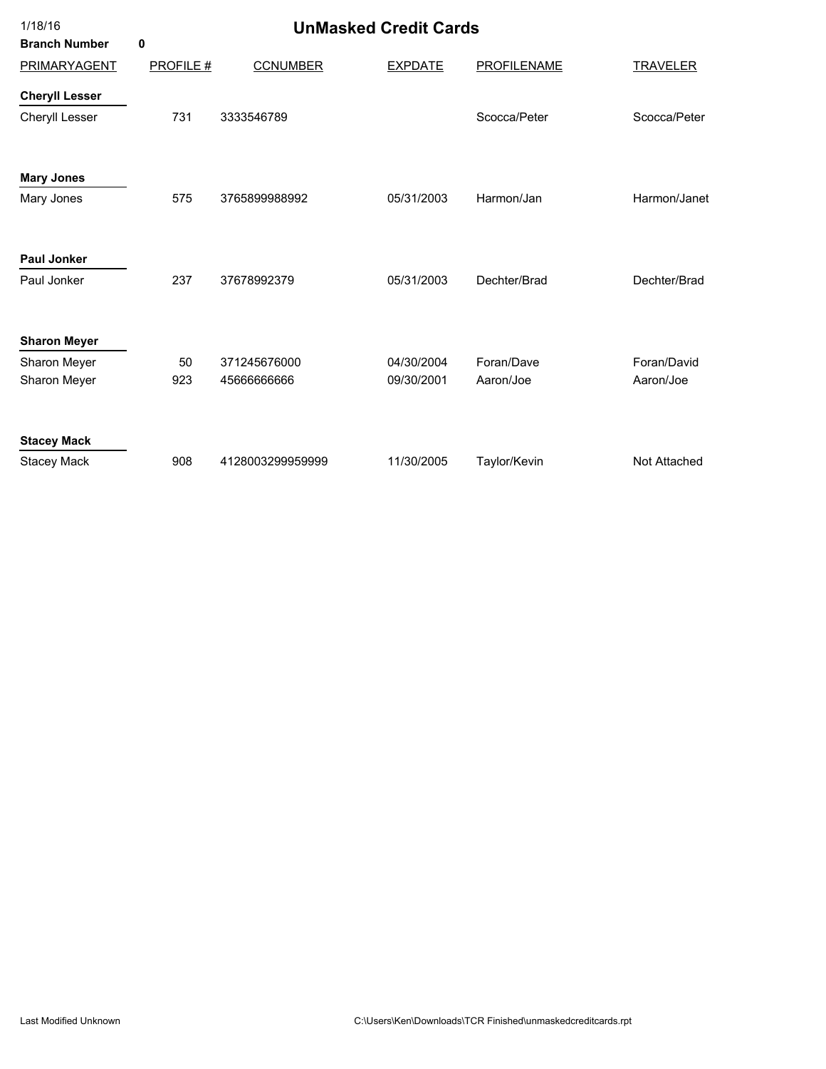1/18/16

# UnMasked Credit Cards

**Branch Number** **0**

| PRIMARYAGENT | PROFILE # | CCNUMBER | EXPDATE | PROFILENAME | TRAVELER |
|---|---|---|---|---|---|
| **Cheryll Lesser** | | | | | |
| Cheryll Lesser | 731 | 3333546789 | | Scocca/Peter | Scocca/Peter |
| **Mary Jones** | | | | | |
| Mary Jones | 575 | 3765899988992 | 05/31/2003 | Harmon/Jan | Harmon/Janet |
| **Paul Jonker** | | | | | |
| Paul Jonker | 237 | 37678992379 | 05/31/2003 | Dechter/Brad | Dechter/Brad |
| **Sharon Meyer** | | | | | |
| Sharon Meyer | 50 | 371245676000 | 04/30/2004 | Foran/Dave | Foran/David |
| Sharon Meyer | 923 | 45666666666 | 09/30/2001 | Aaron/Joe | Aaron/Joe |
| **Stacey Mack** | | | | | |
| Stacey Mack | 908 | 4128003299959999 | 11/30/2005 | Taylor/Kevin | Not Attached |

Last Modified Unknown

C:\Users\Ken\Downloads\TCR Finished\unmaskedcreditcards.rpt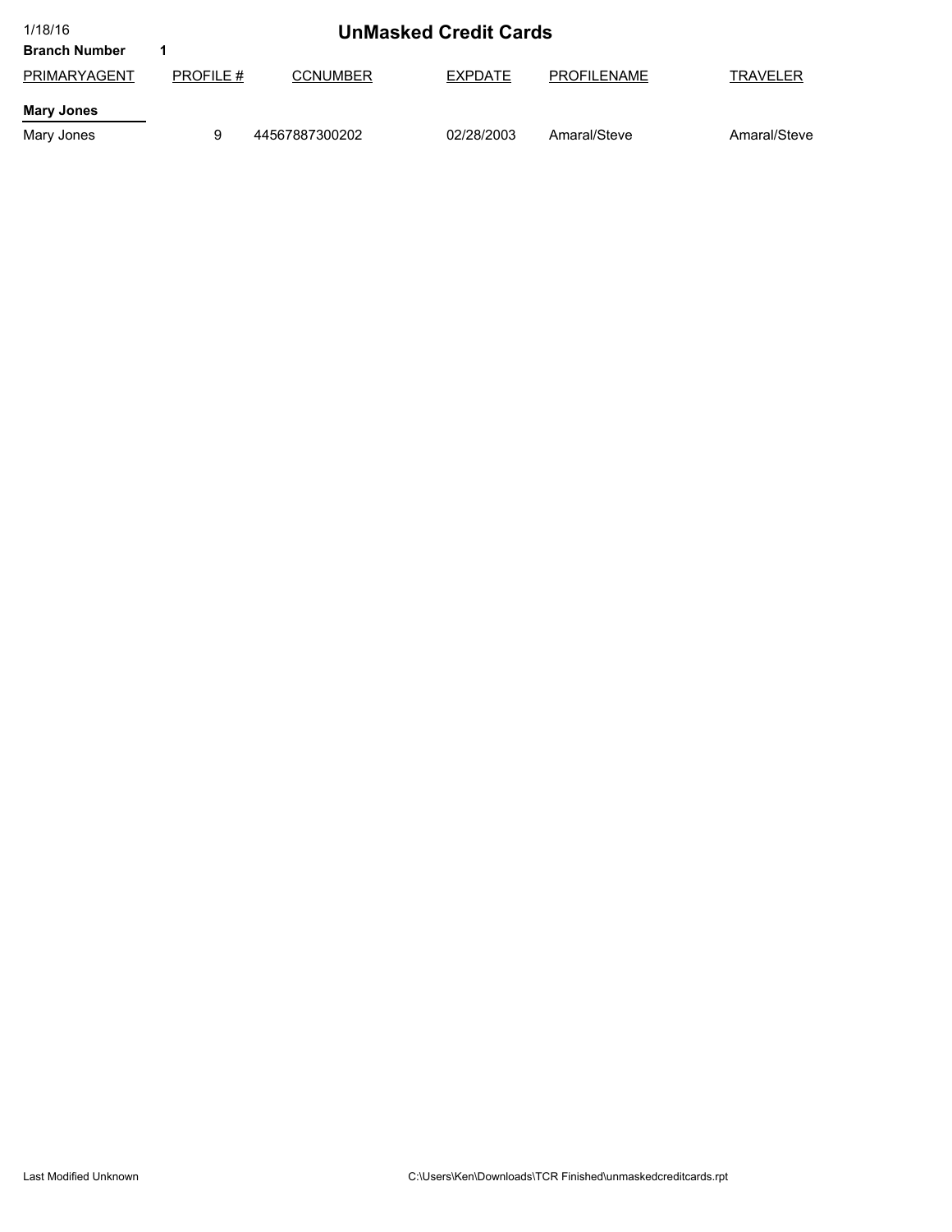1/18/16

# UnMasked Credit Cards

**Branch Number** **1**

| PRIMARYAGENT | PROFILE # | CCNUMBER | EXPDATE | PROFILENAME | TRAVELER |
|---|---|---|---|---|---|
| **Mary Jones** | | | | | |
| Mary Jones | 9 | 44567887300202 | 02/28/2003 | Amaral/Steve | Amaral/Steve |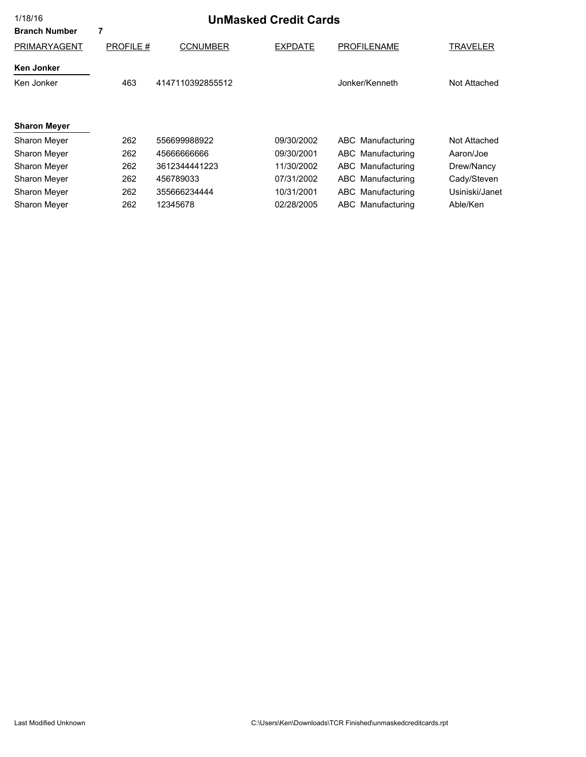1/18/16

# UnMasked Credit Cards

**Branch Number** 7

| PRIMARYAGENT | PROFILE # | CCNUMBER | EXPDATE | PROFILENAME | TRAVELER |
|---|---|---|---|---|---|
| **Ken Jonker** | | | | | |
| Ken Jonker | 463 | 4147110392855512 | | Jonker/Kenneth | Not Attached |
| **Sharon Meyer** | | | | | |
| Sharon Meyer | 262 | 556699988922 | 09/30/2002 | ABC Manufacturing | Not Attached |
| Sharon Meyer | 262 | 45666666666 | 09/30/2001 | ABC Manufacturing | Aaron/Joe |
| Sharon Meyer | 262 | 3612344441223 | 11/30/2002 | ABC Manufacturing | Drew/Nancy |
| Sharon Meyer | 262 | 456789033 | 07/31/2002 | ABC Manufacturing | Cady/Steven |
| Sharon Meyer | 262 | 355666234444 | 10/31/2001 | ABC Manufacturing | Usiniski/Janet |
| Sharon Meyer | 262 | 12345678 | 02/28/2005 | ABC Manufacturing | Able/Ken |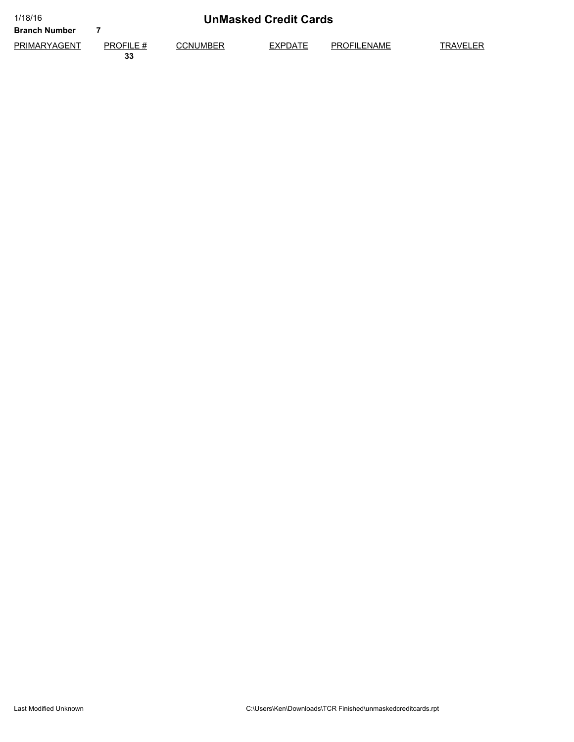1/18/16

# UnMasked Credit Cards

**Branch Number** **7**

| PRIMARYAGENT | PROFILE # | CCNUMBER | EXPDATE | PROFILENAME | TRAVELER |
| --- | --- | --- | --- | --- | --- |
| | **33** | | | | |

Last Modified Unknown

C:\Users\Ken\Downloads\TCR Finished\unmaskedcreditcards.rpt